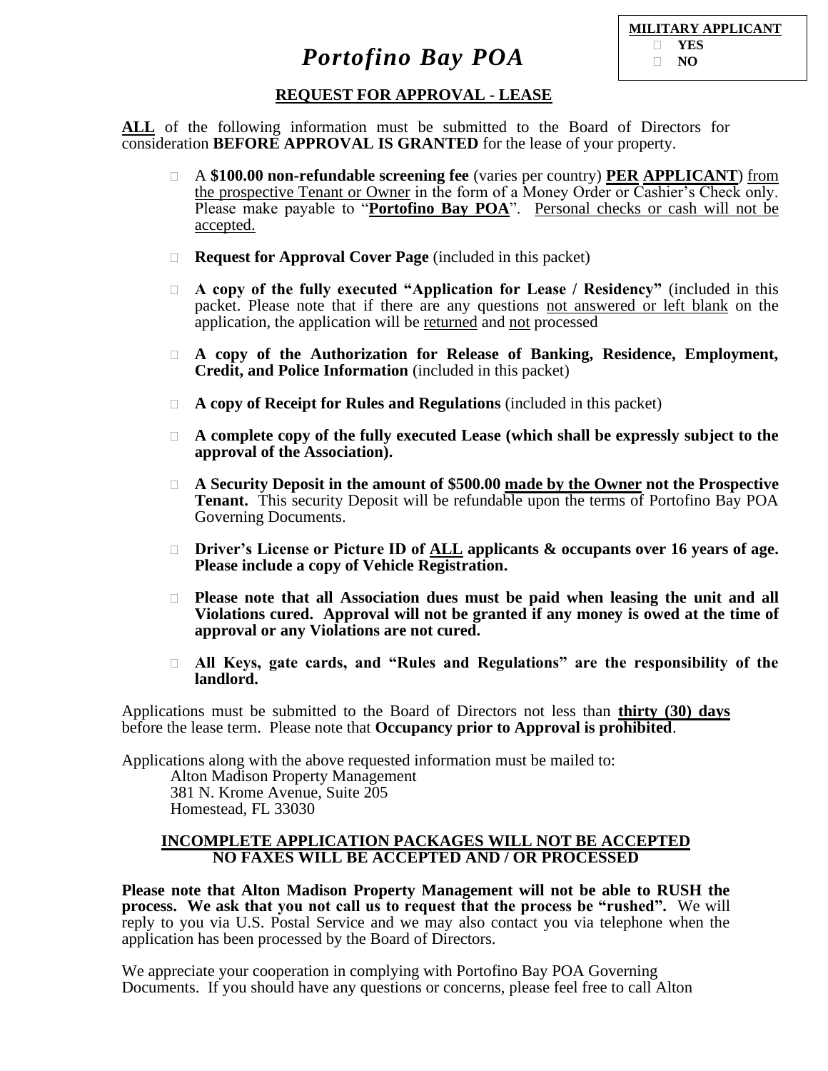**MILITARY APPLICANT**
- **YES**
- **NO**

# *Portofino Bay POA*

## REQUEST FOR APPROVAL - LEASE

**ALL** of the following information must be submitted to the Board of Directors for consideration **BEFORE APPROVAL IS GRANTED** for the lease of your property.

- A **$100.00 non-refundable screening fee** (varies per country) **PER APPLICANT**) from the prospective Tenant or Owner in the form of a Money Order or Cashier's Check only. Please make payable to "**Portofino Bay POA**". Personal checks or cash will not be accepted.
- **Request for Approval Cover Page** (included in this packet)
- **A copy of the fully executed "Application for Lease / Residency"** (included in this packet. Please note that if there are any questions not answered or left blank on the application, the application will be returned and not processed
- **A copy of the Authorization for Release of Banking, Residence, Employment, Credit, and Police Information** (included in this packet)
- **A copy of Receipt for Rules and Regulations** (included in this packet)
- **A complete copy of the fully executed Lease (which shall be expressly subject to the approval of the Association).**
- **A Security Deposit in the amount of $500.00 made by the Owner not the Prospective Tenant.** This security Deposit will be refundable upon the terms of Portofino Bay POA Governing Documents.
- **Driver's License or Picture ID of ALL applicants & occupants over 16 years of age. Please include a copy of Vehicle Registration.**
- **Please note that all Association dues must be paid when leasing the unit and all Violations cured. Approval will not be granted if any money is owed at the time of approval or any Violations are not cured.**
- **All Keys, gate cards, and "Rules and Regulations" are the responsibility of the landlord.**

Applications must be submitted to the Board of Directors not less than **thirty (30) days** before the lease term. Please note that **Occupancy prior to Approval is prohibited**.

Applications along with the above requested information must be mailed to:

Alton Madison Property Management
381 N. Krome Avenue, Suite 205
Homestead, FL 33030

**INCOMPLETE APPLICATION PACKAGES WILL NOT BE ACCEPTED**
**NO FAXES WILL BE ACCEPTED AND / OR PROCESSED**

**Please note that Alton Madison Property Management will not be able to RUSH the process. We ask that you not call us to request that the process be "rushed".** We will reply to you via U.S. Postal Service and we may also contact you via telephone when the application has been processed by the Board of Directors.

We appreciate your cooperation in complying with Portofino Bay POA Governing Documents. If you should have any questions or concerns, please feel free to call Alton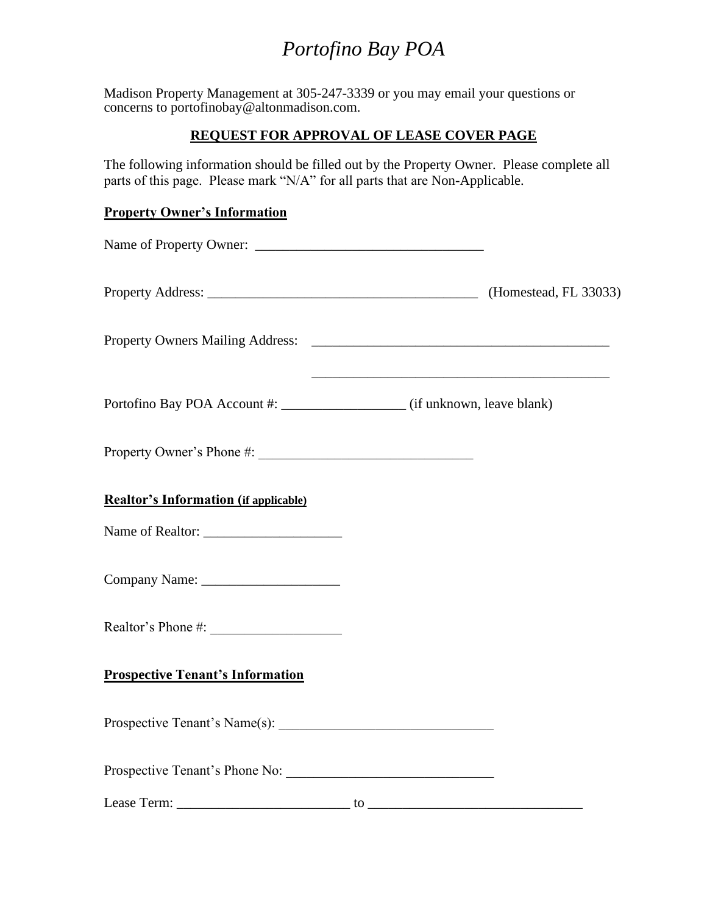# *Portofino Bay POA*

Madison Property Management at 305-247-3339 or you may email your questions or concerns to portofinobay@altonmadison.com.

## REQUEST FOR APPROVAL OF LEASE COVER PAGE

The following information should be filled out by the Property Owner. Please complete all parts of this page. Please mark "N/A" for all parts that are Non-Applicable.

**Property Owner's Information**

Name of Property Owner: _________________________________

Property Address: _______________________________________ (Homestead, FL 33033)

Property Owners Mailing Address: ___________________________________________

___________________________________________

Portofino Bay POA Account #: __________________ (if unknown, leave blank)

Property Owner's Phone #: _______________________________

**Realtor's Information (if applicable)**

Name of Realtor: ____________________

Company Name: ____________________

Realtor's Phone #: ___________________

**Prospective Tenant's Information**

Prospective Tenant's Name(s): _______________________________

Prospective Tenant's Phone No: ______________________________

Lease Term: _________________________ to _______________________________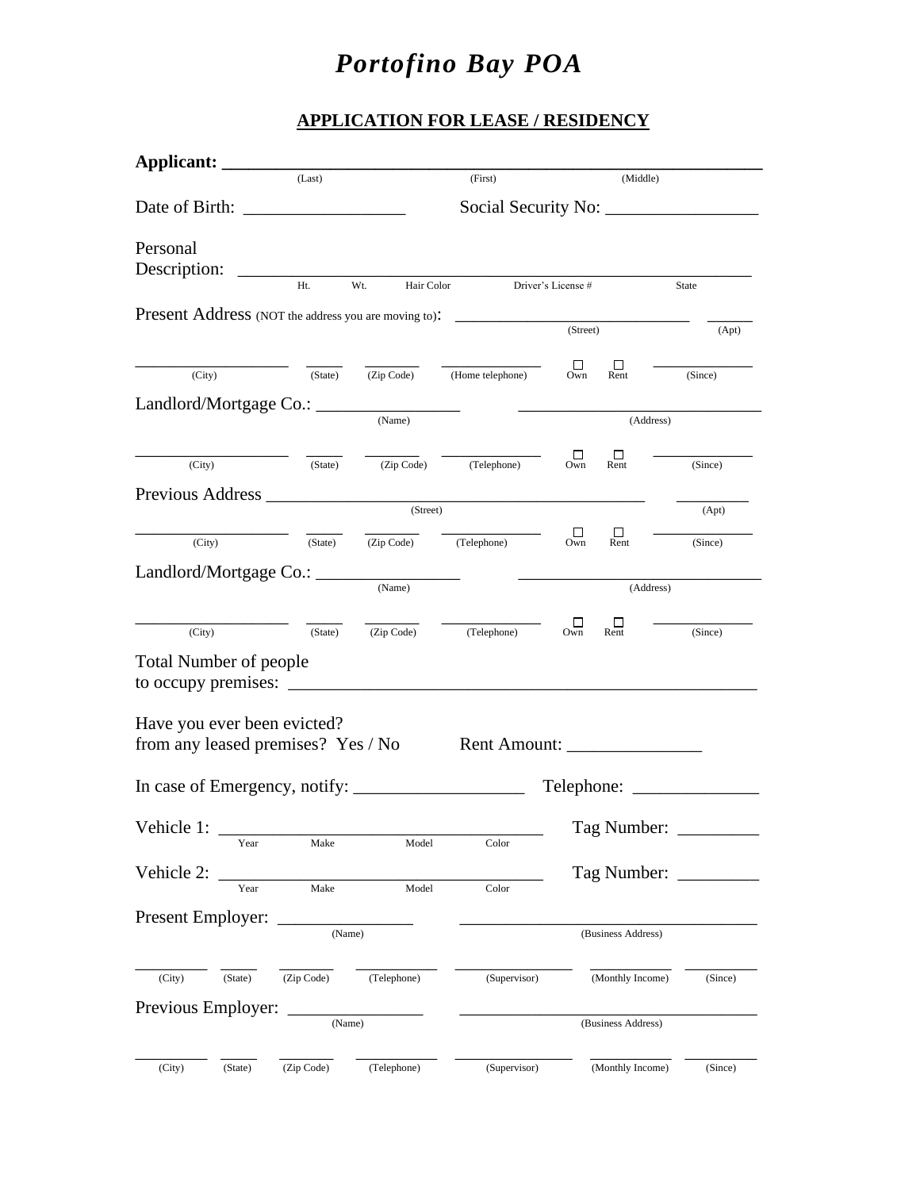# *Portofino Bay POA*

## APPLICATION FOR LEASE / RESIDENCY

**Applicant:** ______________________________________________
(Last) (First) (Middle)

Date of Birth: __________________ Social Security No: _________________

Personal Description: ______________________________________________
Ht. Wt. Hair Color Driver's License # State

Present Address (NOT the address you are moving to): ____________________________ ______
(Street) (Apt)

__________________ _____ _______ _____________ ☐ Own ☐ Rent _____________
(City) (State) (Zip Code) (Home telephone) (Since)

Landlord/Mortgage Co.: ________________ ____________________________
(Name) (Address)

__________________ _____ _______ _____________ ☐ Own ☐ Rent _____________
(City) (State) (Zip Code) (Telephone) (Since)

Previous Address ____________________________________________ ________
(Street) (Apt)

__________________ _____ _______ _____________ ☐ Own ☐ Rent _____________
(City) (State) (Zip Code) (Telephone) (Since)

Landlord/Mortgage Co.: ________________ ____________________________
(Name) (Address)

__________________ _____ _______ _____________ ☐ Own ☐ Rent _____________
(City) (State) (Zip Code) (Telephone) (Since)

Total Number of people to occupy premises: ______________________________________________

Have you ever been evicted? from any leased premises? Yes / No Rent Amount: _______________

In case of Emergency, notify: ___________________ Telephone: ______________

Vehicle 1: ____________________________________ Tag Number: _________
Year Make Model Color

Vehicle 2: ____________________________________ Tag Number: _________
Year Make Model Color

Present Employer: _______________ __________________________________
(Name) (Business Address)

________ _____ _______ __________ _____________ __________ _________
(City) (State) (Zip Code) (Telephone) (Supervisor) (Monthly Income) (Since)

Previous Employer: _______________ __________________________________
(Name) (Business Address)

________ _____ _______ __________ _____________ __________ _________
(City) (State) (Zip Code) (Telephone) (Supervisor) (Monthly Income) (Since)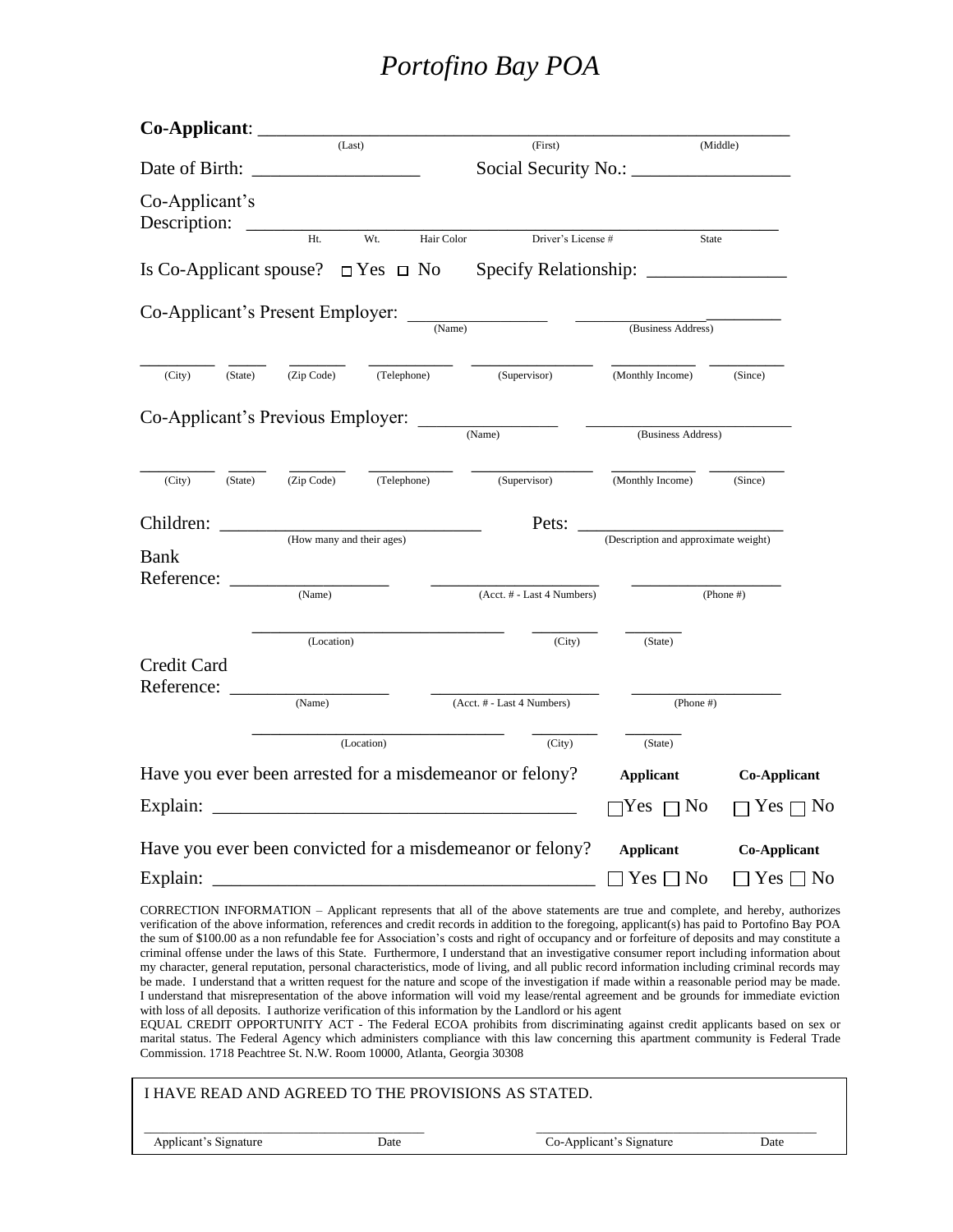# *Portofino Bay POA*

**Co-Applicant**: ______________________________________________________________
(Last) (First) (Middle)

Date of Birth: ___________________ Social Security No.: __________________

Co-Applicant's Description: ____________________________________________________________
Ht. Wt. Hair Color Driver's License # State

Is Co-Applicant spouse? ☐ Yes ☐ No Specify Relationship: ________________

Co-Applicant's Present Employer: _________________ _________________________
(Name) (Business Address)

_________ _____ _______ ___________ _______________ ___________ _________
(City) (State) (Zip Code) (Telephone) (Supervisor) (Monthly Income) (Since)

Co-Applicant's Previous Employer: ________________ __________________________
(Name) (Business Address)

_________ _____ _______ ___________ _______________ ___________ _________
(City) (State) (Zip Code) (Telephone) (Supervisor) (Monthly Income) (Since)

Children: ________________________________ Pets: _________________________
(How many and their ages) (Description and approximate weight)

Bank Reference: __________________ _____________________ __________________
(Name) (Acct. # - Last 4 Numbers) (Phone #)

________________________________ _________ _______
(Location) (City) (State)

Credit Card Reference: __________________ _____________________ __________________
(Name) (Acct. # - Last 4 Numbers) (Phone #)

________________________________ _________ _______
(Location) (City) (State)

| | **Applicant** | **Co-Applicant** |
|---|---|---|
| Have you ever been arrested for a misdemeanor or felony? | | |
| Explain: ________________________________________ | ☐ Yes ☐ No | ☐ Yes ☐ No |
| Have you ever been convicted for a misdemeanor or felony? | | |
| Explain: ________________________________________ | ☐ Yes ☐ No | ☐ Yes ☐ No |

CORRECTION INFORMATION – Applicant represents that all of the above statements are true and complete, and hereby, authorizes verification of the above information, references and credit records in addition to the foregoing, applicant(s) has paid to Portofino Bay POA the sum of $100.00 as a non refundable fee for Association's costs and right of occupancy and or forfeiture of deposits and may constitute a criminal offense under the laws of this State. Furthermore, I understand that an investigative consumer report including information about my character, general reputation, personal characteristics, mode of living, and all public record information including criminal records may be made. I understand that a written request for the nature and scope of the investigation if made within a reasonable period may be made. I understand that misrepresentation of the above information will void my lease/rental agreement and be grounds for immediate eviction with loss of all deposits. I authorize verification of this information by the Landlord or his agent

EQUAL CREDIT OPPORTUNITY ACT - The Federal ECOA prohibits from discriminating against credit applicants based on sex or marital status. The Federal Agency which administers compliance with this law concerning this apartment community is Federal Trade Commission. 1718 Peachtree St. N.W. Room 10000, Atlanta, Georgia 30308

I HAVE READ AND AGREED TO THE PROVISIONS AS STATED.

_______________________________________ _______________________________________
Applicant's Signature Date Co-Applicant's Signature Date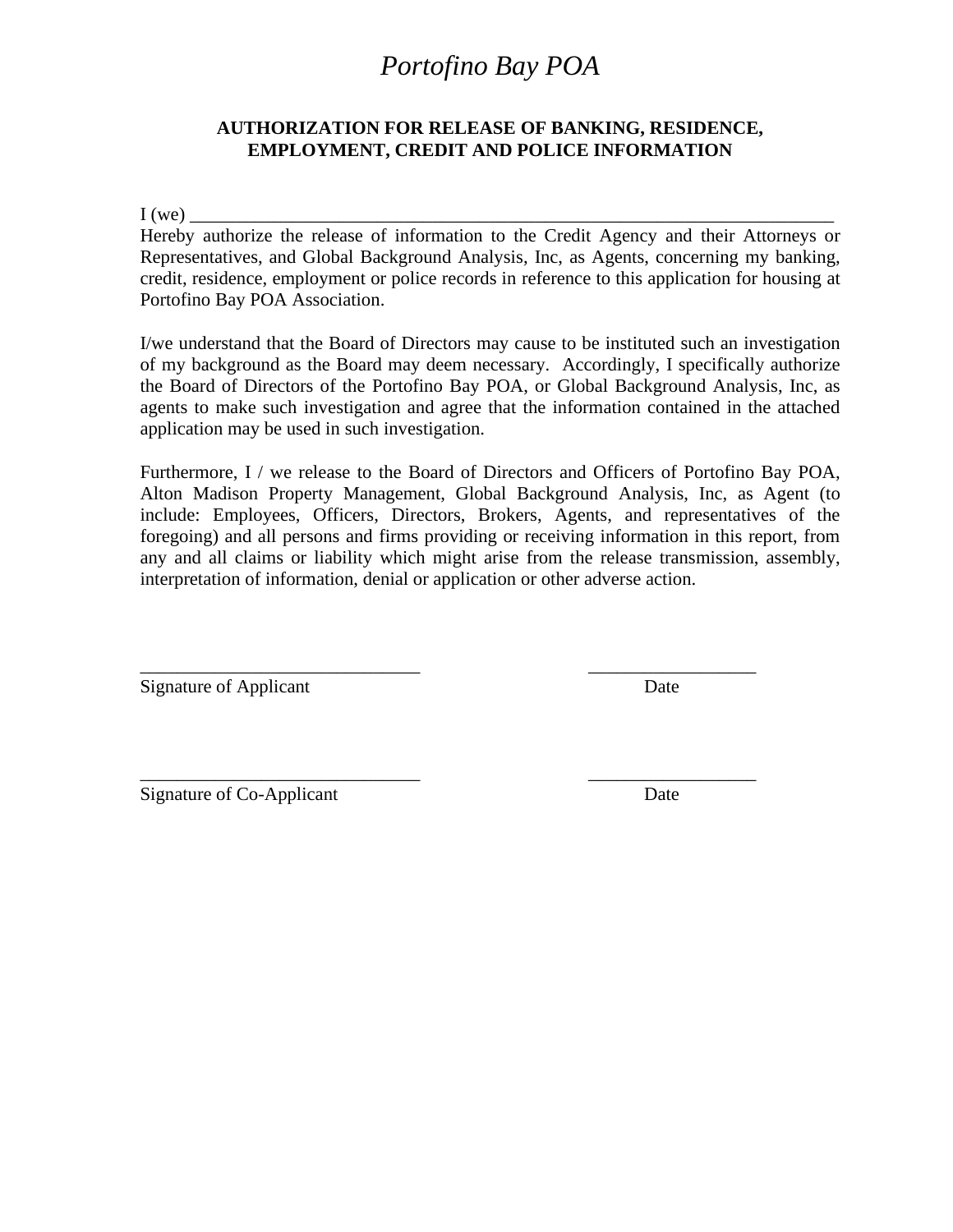# *Portofino Bay POA*

## AUTHORIZATION FOR RELEASE OF BANKING, RESIDENCE, EMPLOYMENT, CREDIT AND POLICE INFORMATION

I (we) ___________________________________________________________________________
Hereby authorize the release of information to the Credit Agency and their Attorneys or Representatives, and Global Background Analysis, Inc, as Agents, concerning my banking, credit, residence, employment or police records in reference to this application for housing at Portofino Bay POA Association.

I/we understand that the Board of Directors may cause to be instituted such an investigation of my background as the Board may deem necessary. Accordingly, I specifically authorize the Board of Directors of the Portofino Bay POA, or Global Background Analysis, Inc, as agents to make such investigation and agree that the information contained in the attached application may be used in such investigation.

Furthermore, I / we release to the Board of Directors and Officers of Portofino Bay POA, Alton Madison Property Management, Global Background Analysis, Inc, as Agent (to include: Employees, Officers, Directors, Brokers, Agents, and representatives of the foregoing) and all persons and firms providing or receiving information in this report, from any and all claims or liability which might arise from the release transmission, assembly, interpretation of information, denial or application or other adverse action.

______________________________ __________________
Signature of Applicant Date

______________________________ __________________
Signature of Co-Applicant Date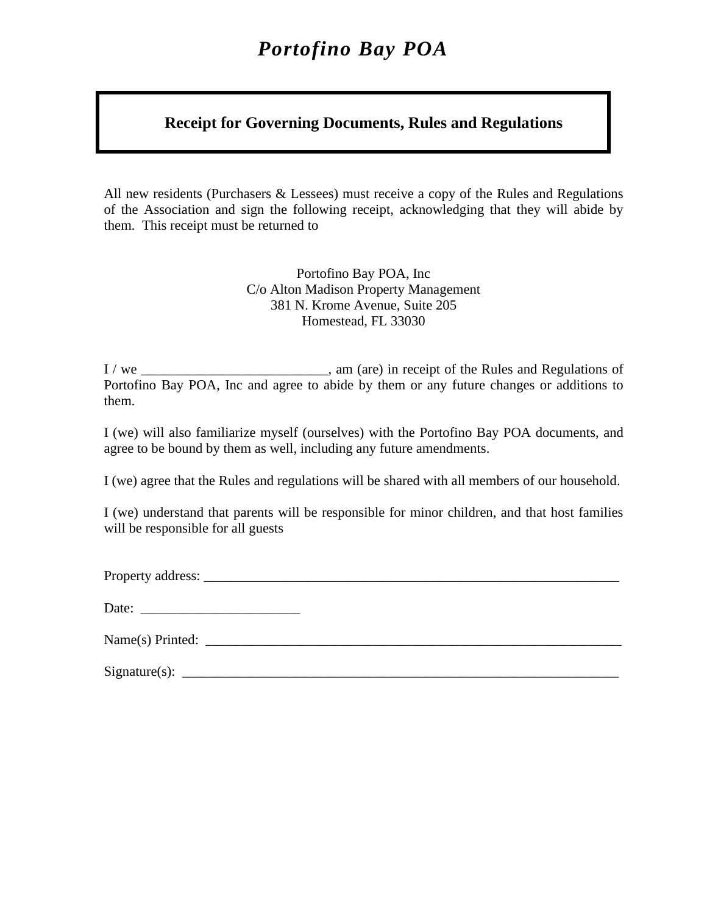# *Portofino Bay POA*

## Receipt for Governing Documents, Rules and Regulations

All new residents (Purchasers & Lessees) must receive a copy of the Rules and Regulations of the Association and sign the following receipt, acknowledging that they will abide by them. This receipt must be returned to

Portofino Bay POA, Inc
C/o Alton Madison Property Management
381 N. Krome Avenue, Suite 205
Homestead, FL 33030

I / we ___________________________, am (are) in receipt of the Rules and Regulations of Portofino Bay POA, Inc and agree to abide by them or any future changes or additions to them.

I (we) will also familiarize myself (ourselves) with the Portofino Bay POA documents, and agree to be bound by them as well, including any future amendments.

I (we) agree that the Rules and regulations will be shared with all members of our household.

I (we) understand that parents will be responsible for minor children, and that host families will be responsible for all guests

Property address: _______________________________________________________________

Date: _______________________

Name(s) Printed: _______________________________________________________________

Signature(s): __________________________________________________________________